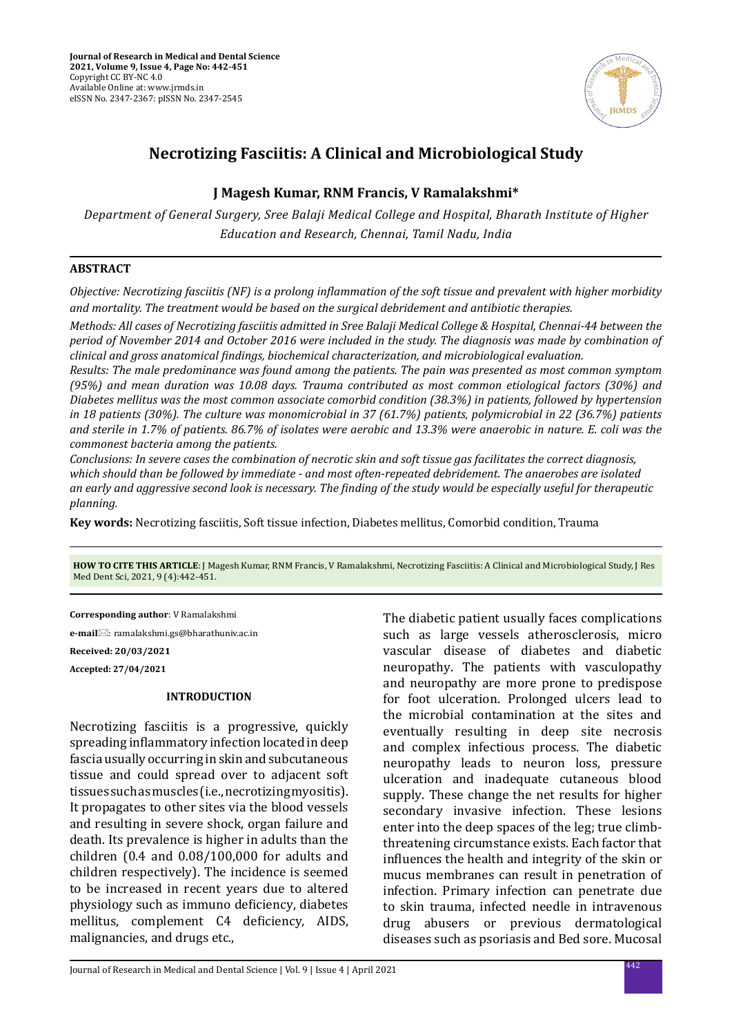# Necrotizing Fasciitis: A Clinical and Microbiological Study

**J Magesh Kumar, RNM Francis, V Ramalakshmi***

*Department of General Surgery, Sree Balaji Medical College and Hospital, Bharath Institute of Higher Education and Research, Chennai, Tamil Nadu, India*

## ABSTRACT

*Objective: Necrotizing fasciitis (NF) is a prolong inflammation of the soft tissue and prevalent with higher morbidity and mortality. The treatment would be based on the surgical debridement and antibiotic therapies.*

*Methods: All cases of Necrotizing fasciitis admitted in Sree Balaji Medical College & Hospital, Chennai-44 between the period of November 2014 and October 2016 were included in the study. The diagnosis was made by combination of clinical and gross anatomical findings, biochemical characterization, and microbiological evaluation.*

*Results: The male predominance was found among the patients. The pain was presented as most common symptom (95%) and mean duration was 10.08 days. Trauma contributed as most common etiological factors (30%) and Diabetes mellitus was the most common associate comorbid condition (38.3%) in patients, followed by hypertension in 18 patients (30%). The culture was monomicrobial in 37 (61.7%) patients, polymicrobial in 22 (36.7%) patients and sterile in 1.7% of patients. 86.7% of isolates were aerobic and 13.3% were anaerobic in nature. E. coli was the commonest bacteria among the patients.*

*Conclusions: In severe cases the combination of necrotic skin and soft tissue gas facilitates the correct diagnosis, which should than be followed by immediate - and most often-repeated debridement. The anaerobes are isolated an early and aggressive second look is necessary. The finding of the study would be especially useful for therapeutic planning.*

**Key words:** Necrotizing fasciitis, Soft tissue infection, Diabetes mellitus, Comorbid condition, Trauma

**HOW TO CITE THIS ARTICLE**: J Magesh Kumar, RNM Francis, V Ramalakshmi, Necrotizing Fasciitis: A Clinical and Microbiological Study, J Res Med Dent Sci, 2021, 9 (4):442-451.

**Corresponding author**: V Ramalakshmi

**e-mail**: ramalakshmi.gs@bharathuniv.ac.in

**Received: 20/03/2021**

**Accepted: 27/04/2021**

## INTRODUCTION

Necrotizing fasciitis is a progressive, quickly spreading inflammatory infection located in deep fascia usually occurring in skin and subcutaneous tissue and could spread over to adjacent soft tissues such as muscles (i.e., necrotizing myositis). It propagates to other sites via the blood vessels and resulting in severe shock, organ failure and death. Its prevalence is higher in adults than the children (0.4 and 0.08/100,000 for adults and children respectively). The incidence is seemed to be increased in recent years due to altered physiology such as immuno deficiency, diabetes mellitus, complement C4 deficiency, AIDS, malignancies, and drugs etc.,

The diabetic patient usually faces complications such as large vessels atherosclerosis, micro vascular disease of diabetes and diabetic neuropathy. The patients with vasculopathy and neuropathy are more prone to predispose for foot ulceration. Prolonged ulcers lead to the microbial contamination at the sites and eventually resulting in deep site necrosis and complex infectious process. The diabetic neuropathy leads to neuron loss, pressure ulceration and inadequate cutaneous blood supply. These change the net results for higher secondary invasive infection. These lesions enter into the deep spaces of the leg; true climb-threatening circumstance exists. Each factor that influences the health and integrity of the skin or mucus membranes can result in penetration of infection. Primary infection can penetrate due to skin trauma, infected needle in intravenous drug abusers or previous dermatological diseases such as psoriasis and Bed sore. Mucosal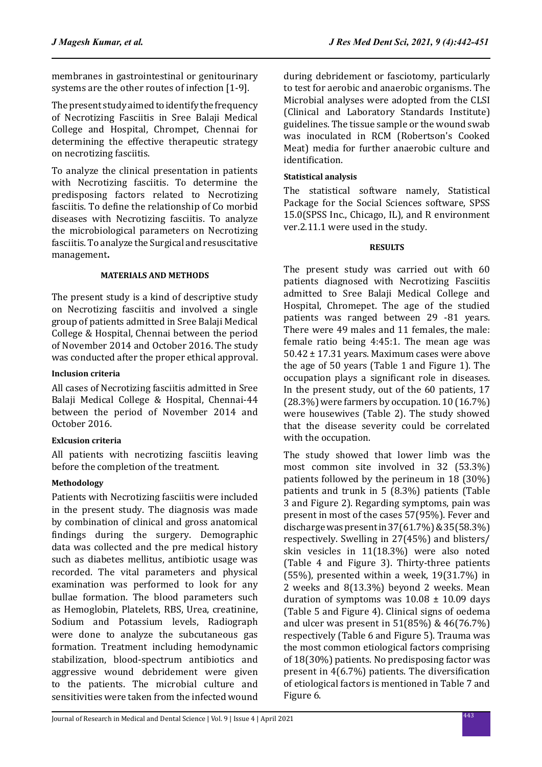membranes in gastrointestinal or genitourinary systems are the other routes of infection [1-9].

The present study aimed to identify the frequency of Necrotizing Fasciitis in Sree Balaji Medical College and Hospital, Chrompet, Chennai for determining the effective therapeutic strategy on necrotizing fasciitis.

To analyze the clinical presentation in patients with Necrotizing fasciitis. To determine the predisposing factors related to Necrotizing fasciitis. To define the relationship of Co morbid diseases with Necrotizing fasciitis. To analyze the microbiological parameters on Necrotizing fasciitis. To analyze the Surgical and resuscitative management**.**

## MATERIALS AND METHODS

The present study is a kind of descriptive study on Necrotizing fasciitis and involved a single group of patients admitted in Sree Balaji Medical College & Hospital, Chennai between the period of November 2014 and October 2016. The study was conducted after the proper ethical approval.

### Inclusion criteria

All cases of Necrotizing fasciitis admitted in Sree Balaji Medical College & Hospital, Chennai-44 between the period of November 2014 and October 2016.

### Exlcusion criteria

All patients with necrotizing fasciitis leaving before the completion of the treatment.

### Methodology

Patients with Necrotizing fasciitis were included in the present study. The diagnosis was made by combination of clinical and gross anatomical findings during the surgery. Demographic data was collected and the pre medical history such as diabetes mellitus, antibiotic usage was recorded. The vital parameters and physical examination was performed to look for any bullae formation. The blood parameters such as Hemoglobin, Platelets, RBS, Urea, creatinine, Sodium and Potassium levels, Radiograph were done to analyze the subcutaneous gas formation. Treatment including hemodynamic stabilization, blood-spectrum antibiotics and aggressive wound debridement were given to the patients. The microbial culture and sensitivities were taken from the infected wound during debridement or fasciotomy, particularly to test for aerobic and anaerobic organisms. The Microbial analyses were adopted from the CLSI (Clinical and Laboratory Standards Institute) guidelines. The tissue sample or the wound swab was inoculated in RCM (Robertson's Cooked Meat) media for further anaerobic culture and identification.

### Statistical analysis

The statistical software namely, Statistical Package for the Social Sciences software, SPSS 15.0(SPSS Inc., Chicago, IL), and R environment ver.2.11.1 were used in the study.

## RESULTS

The present study was carried out with 60 patients diagnosed with Necrotizing Fasciitis admitted to Sree Balaji Medical College and Hospital, Chromepet. The age of the studied patients was ranged between 29 -81 years. There were 49 males and 11 females, the male: female ratio being 4:45:1. The mean age was 50.42 ± 17.31 years. Maximum cases were above the age of 50 years (Table 1 and Figure 1). The occupation plays a significant role in diseases. In the present study, out of the 60 patients, 17 (28.3%) were farmers by occupation. 10 (16.7%) were housewives (Table 2). The study showed that the disease severity could be correlated with the occupation.

The study showed that lower limb was the most common site involved in 32 (53.3%) patients followed by the perineum in 18 (30%) patients and trunk in 5 (8.3%) patients (Table 3 and Figure 2). Regarding symptoms, pain was present in most of the cases 57(95%). Fever and discharge was present in 37(61.7%) & 35(58.3%) respectively. Swelling in 27(45%) and blisters/ skin vesicles in 11(18.3%) were also noted (Table 4 and Figure 3). Thirty-three patients (55%), presented within a week, 19(31.7%) in 2 weeks and 8(13.3%) beyond 2 weeks. Mean duration of symptoms was 10.08 ± 10.09 days (Table 5 and Figure 4). Clinical signs of oedema and ulcer was present in 51(85%) & 46(76.7%) respectively (Table 6 and Figure 5). Trauma was the most common etiological factors comprising of 18(30%) patients. No predisposing factor was present in 4(6.7%) patients. The diversification of etiological factors is mentioned in Table 7 and Figure 6.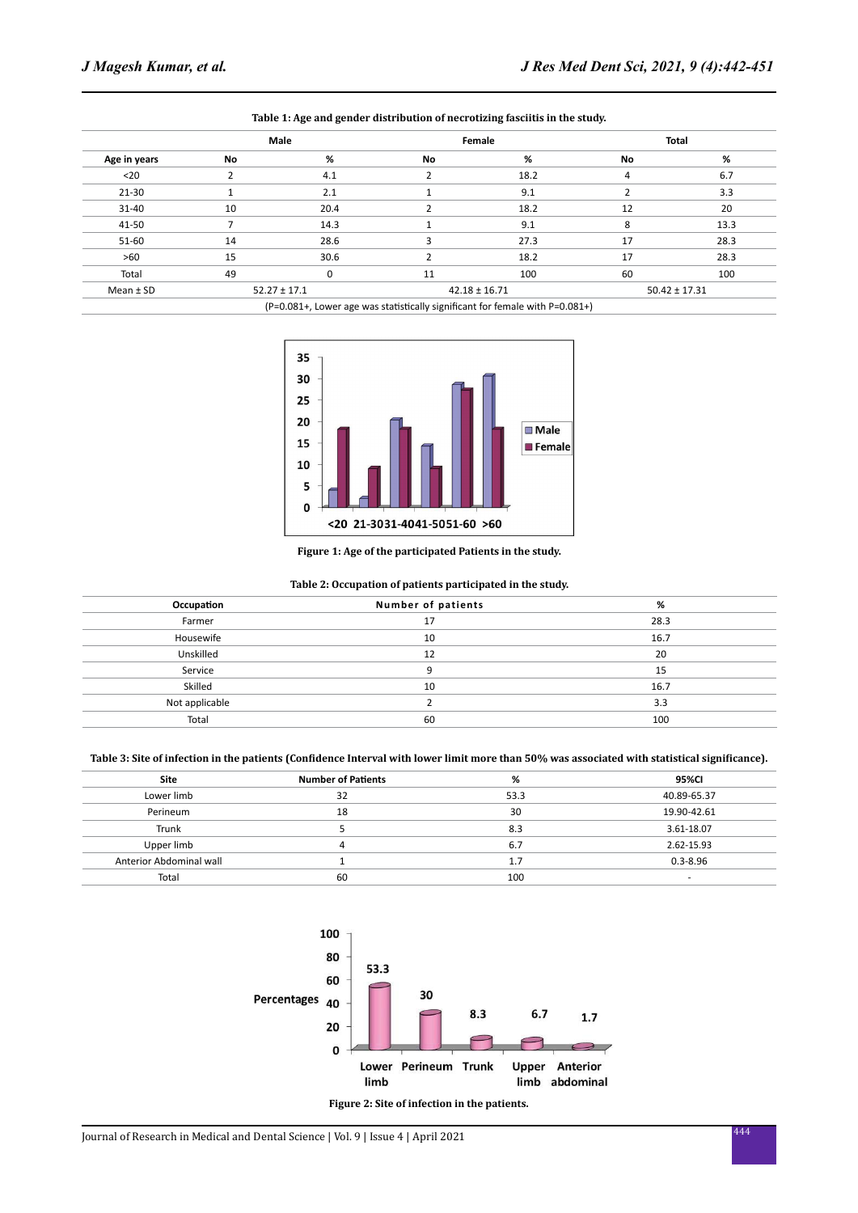**Table 1: Age and gender distribution of necrotizing fasciitis in the study.**

| | Male | | Female | | Total | |
|---|---|---|---|---|---|---|
| Age in years | No | % | No | % | No | % |
| <20 | 2 | 4.1 | 2 | 18.2 | 4 | 6.7 |
| 21-30 | 1 | 2.1 | 1 | 9.1 | 2 | 3.3 |
| 31-40 | 10 | 20.4 | 2 | 18.2 | 12 | 20 |
| 41-50 | 7 | 14.3 | 1 | 9.1 | 8 | 13.3 |
| 51-60 | 14 | 28.6 | 3 | 27.3 | 17 | 28.3 |
| >60 | 15 | 30.6 | 2 | 18.2 | 17 | 28.3 |
| Total | 49 | 0 | 11 | 100 | 60 | 100 |
| Mean ± SD | 52.27 ± 17.1 | | 42.18 ± 16.71 | | 50.42 ± 17.31 | |

(P=0.081+, Lower age was statistically significant for female with P=0.081+)

**Figure 1: Age of the participated Patients in the study.**

**Table 2: Occupation of patients participated in the study.**

| Occupation | Number of patients | % |
|---|---|---|
| Farmer | 17 | 28.3 |
| Housewife | 10 | 16.7 |
| Unskilled | 12 | 20 |
| Service | 9 | 15 |
| Skilled | 10 | 16.7 |
| Not applicable | 2 | 3.3 |
| Total | 60 | 100 |

**Table 3: Site of infection in the patients (Confidence Interval with lower limit more than 50% was associated with statistical significance).**

| Site | Number of Patients | % | 95%CI |
|---|---|---|---|
| Lower limb | 32 | 53.3 | 40.89-65.37 |
| Perineum | 18 | 30 | 19.90-42.61 |
| Trunk | 5 | 8.3 | 3.61-18.07 |
| Upper limb | 4 | 6.7 | 2.62-15.93 |
| Anterior Abdominal wall | 1 | 1.7 | 0.3-8.96 |
| Total | 60 | 100 | - |

**Figure 2: Site of infection in the patients.**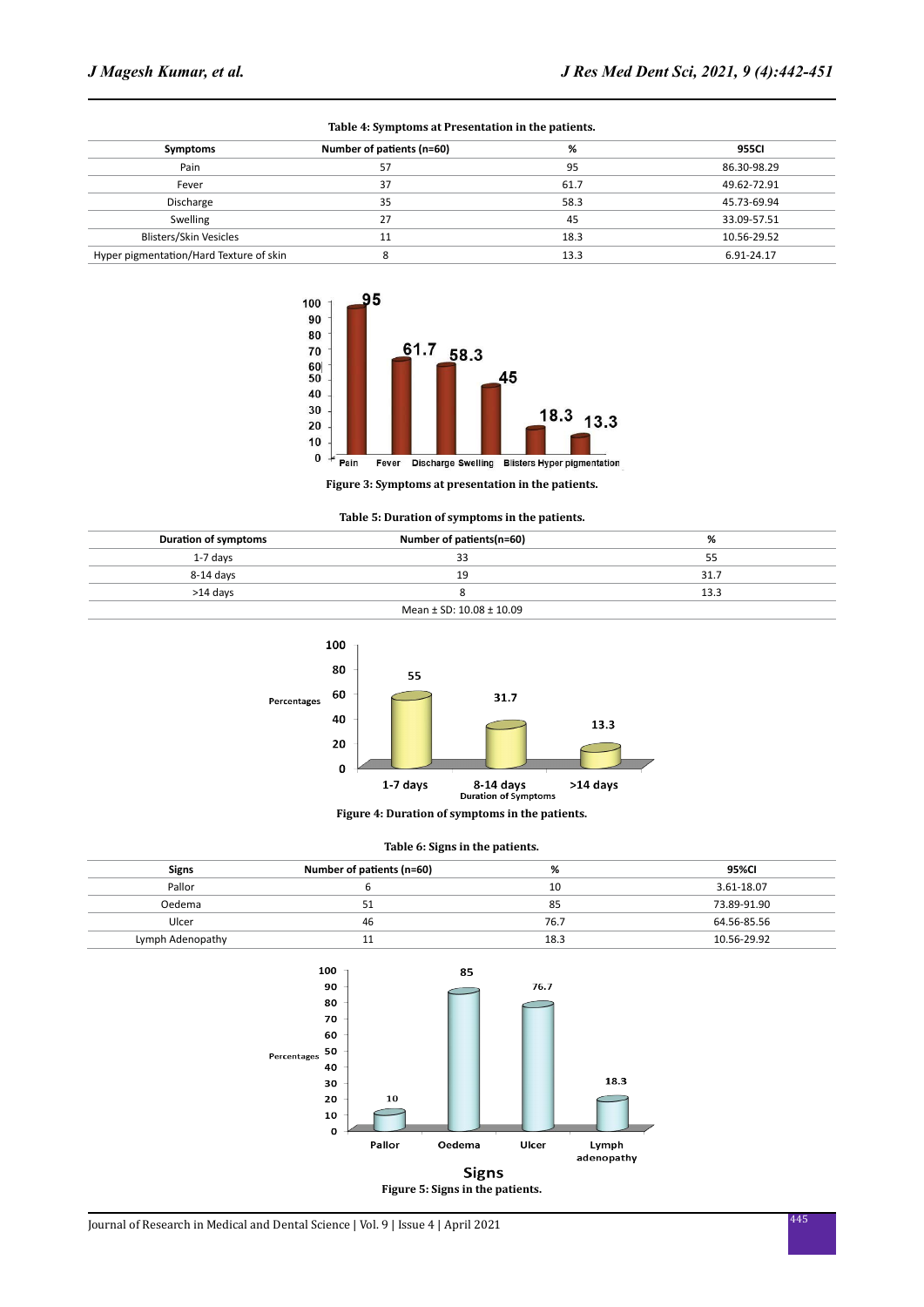Table 4: Symptoms at Presentation in the patients.

| Symptoms | Number of patients (n=60) | % | 955CI |
|---|---|---|---|
| Pain | 57 | 95 | 86.30-98.29 |
| Fever | 37 | 61.7 | 49.62-72.91 |
| Discharge | 35 | 58.3 | 45.73-69.94 |
| Swelling | 27 | 45 | 33.09-57.51 |
| Blisters/Skin Vesicles | 11 | 18.3 | 10.56-29.52 |
| Hyper pigmentation/Hard Texture of skin | 8 | 13.3 | 6.91-24.17 |

Figure 3: Symptoms at presentation in the patients.

Table 5: Duration of symptoms in the patients.

| Duration of symptoms | Number of patients(n=60) | % |
|---|---|---|
| 1-7 days | 33 | 55 |
| 8-14 days | 19 | 31.7 |
| >14 days | 8 | 13.3 |
| | Mean ± SD: 10.08 ± 10.09 | |

Figure 4: Duration of symptoms in the patients.

Table 6: Signs in the patients.

| Signs | Number of patients (n=60) | % | 95%CI |
|---|---|---|---|
| Pallor | 6 | 10 | 3.61-18.07 |
| Oedema | 51 | 85 | 73.89-91.90 |
| Ulcer | 46 | 76.7 | 64.56-85.56 |
| Lymph Adenopathy | 11 | 18.3 | 10.56-29.92 |

Figure 5: Signs in the patients.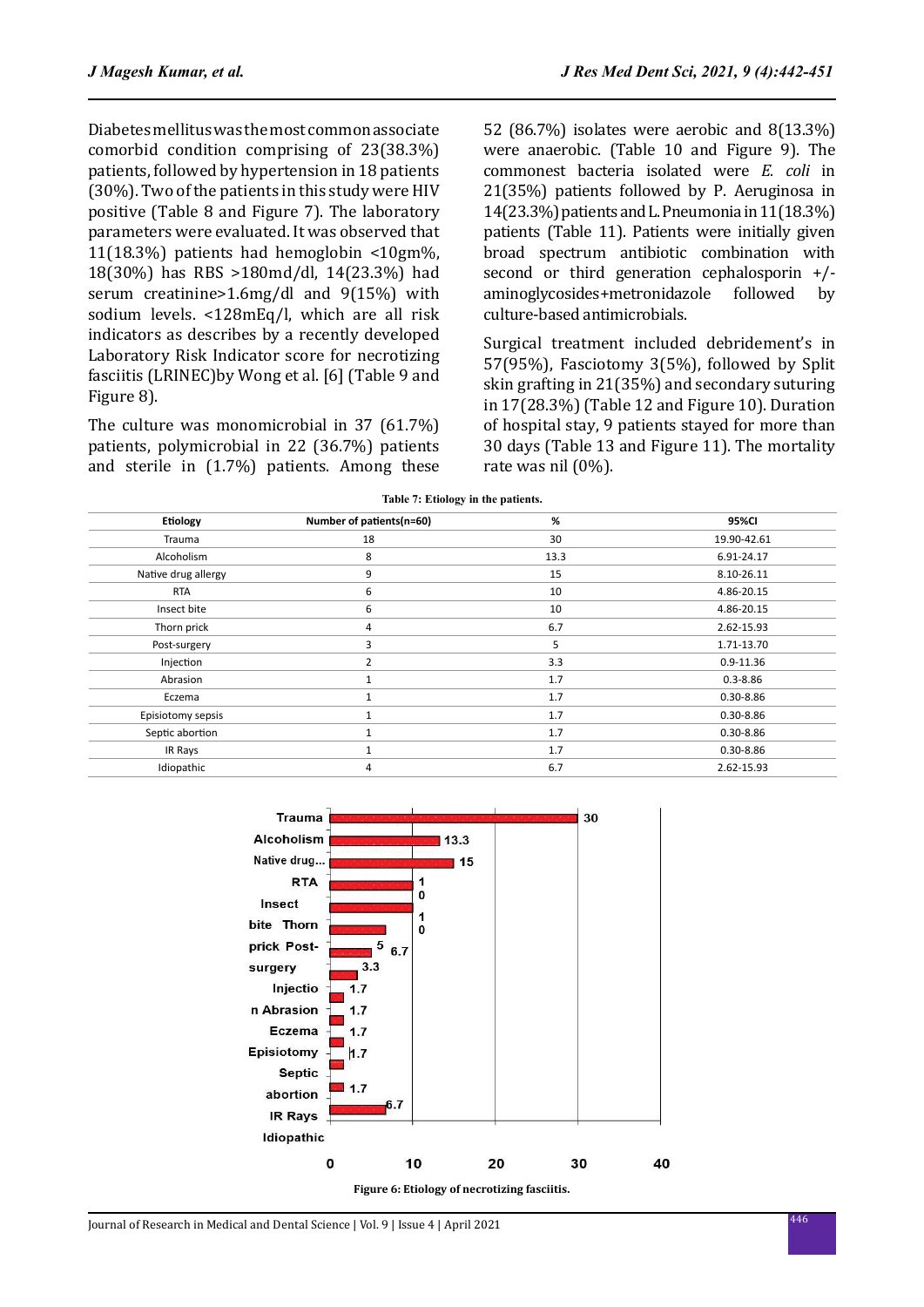Diabetes mellitus was the most common associate comorbid condition comprising of 23(38.3%) patients, followed by hypertension in 18 patients (30%). Two of the patients in this study were HIV positive (Table 8 and Figure 7). The laboratory parameters were evaluated. It was observed that 11(18.3%) patients had hemoglobin <10gm%, 18(30%) has RBS >180md/dl, 14(23.3%) had serum creatinine>1.6mg/dl and 9(15%) with sodium levels. <128mEq/l, which are all risk indicators as describes by a recently developed Laboratory Risk Indicator score for necrotizing fasciitis (LRINEC)by Wong et al. [6] (Table 9 and Figure 8).

The culture was monomicrobial in 37 (61.7%) patients, polymicrobial in 22 (36.7%) patients and sterile in (1.7%) patients. Among these 52 (86.7%) isolates were aerobic and 8(13.3%) were anaerobic. (Table 10 and Figure 9). The commonest bacteria isolated were *E. coli* in 21(35%) patients followed by P. Aeruginosa in 14(23.3%) patients and L. Pneumonia in 11(18.3%) patients (Table 11). Patients were initially given broad spectrum antibiotic combination with second or third generation cephalosporin +/- aminoglycosides+metronidazole followed by culture-based antimicrobials.

Surgical treatment included debridement's in 57(95%), Fasciotomy 3(5%), followed by Split skin grafting in 21(35%) and secondary suturing in 17(28.3%) (Table 12 and Figure 10). Duration of hospital stay, 9 patients stayed for more than 30 days (Table 13 and Figure 11). The mortality rate was nil (0%).

**Table 7: Etiology in the patients.**

| Etiology | Number of patients(n=60) | % | 95%CI |
|---|---|---|---|
| Trauma | 18 | 30 | 19.90-42.61 |
| Alcoholism | 8 | 13.3 | 6.91-24.17 |
| Native drug allergy | 9 | 15 | 8.10-26.11 |
| RTA | 6 | 10 | 4.86-20.15 |
| Insect bite | 6 | 10 | 4.86-20.15 |
| Thorn prick | 4 | 6.7 | 2.62-15.93 |
| Post-surgery | 3 | 5 | 1.71-13.70 |
| Injection | 2 | 3.3 | 0.9-11.36 |
| Abrasion | 1 | 1.7 | 0.3-8.86 |
| Eczema | 1 | 1.7 | 0.30-8.86 |
| Episiotomy sepsis | 1 | 1.7 | 0.30-8.86 |
| Septic abortion | 1 | 1.7 | 0.30-8.86 |
| IR Rays | 1 | 1.7 | 0.30-8.86 |
| Idiopathic | 4 | 6.7 | 2.62-15.93 |

Figure 6: Etiology of necrotizing fasciitis.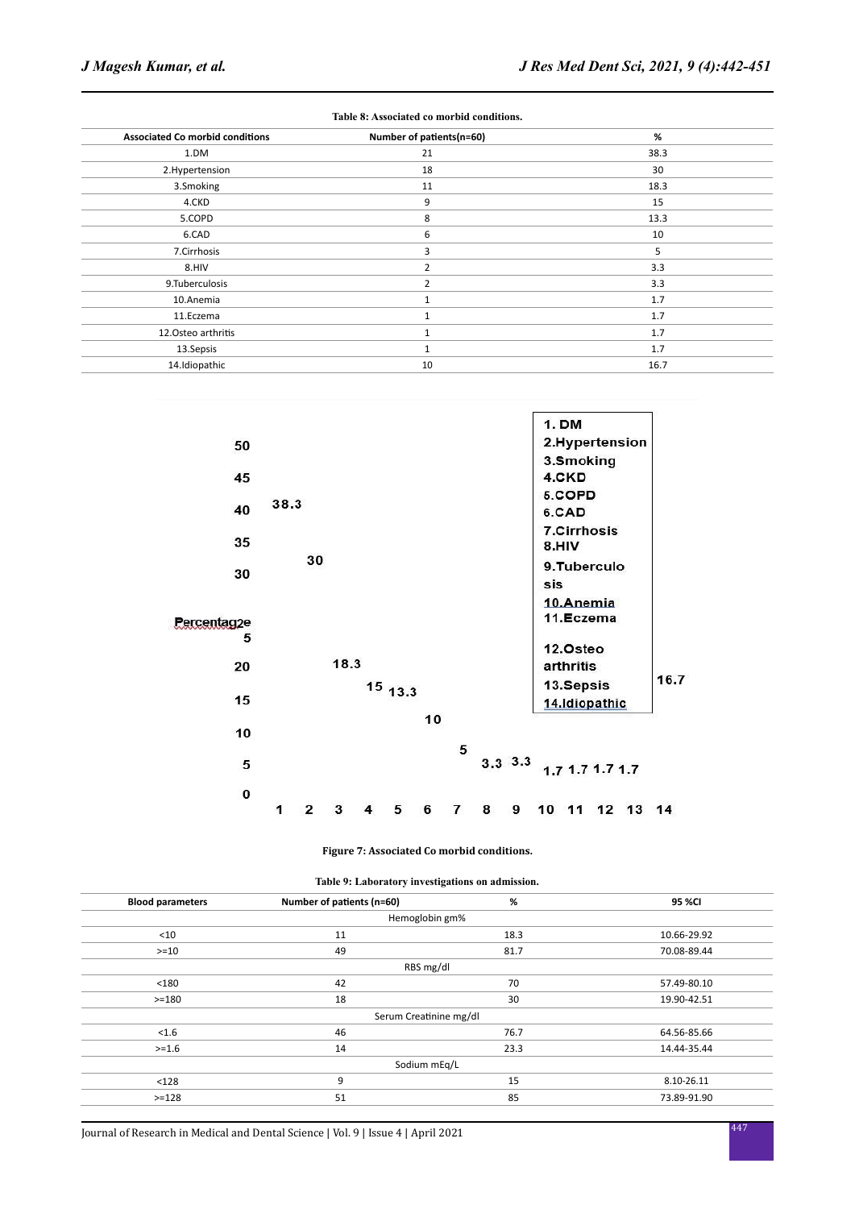**Table 8: Associated co morbid conditions.**

| Associated Co morbid conditions | Number of patients(n=60) | % |
|---|---|---|
| 1.DM | 21 | 38.3 |
| 2.Hypertension | 18 | 30 |
| 3.Smoking | 11 | 18.3 |
| 4.CKD | 9 | 15 |
| 5.COPD | 8 | 13.3 |
| 6.CAD | 6 | 10 |
| 7.Cirrhosis | 3 | 5 |
| 8.HIV | 2 | 3.3 |
| 9.Tuberculosis | 2 | 3.3 |
| 10.Anemia | 1 | 1.7 |
| 11.Eczema | 1 | 1.7 |
| 12.Osteo arthritis | 1 | 1.7 |
| 13.Sepsis | 1 | 1.7 |
| 14.Idiopathic | 10 | 16.7 |

Percentage

| 1 | 2 | 3 | 4 | 5 | 6 | 7 | 8 | 9 | 10 | 11 | 12 | 13 | 14 |
|---|---|---|---|---|---|---|---|---|---|---|---|---|---|
| 38.3 | 30 | 18.3 | 15 | 13.3 | 10 | 5 | 3.3 | 3.3 | 1.7 | 1.7 | 1.7 | 1.7 | 16.7 |

1. DM
2.Hypertension
3.Smoking
4.CKD
5.COPD
6.CAD
7.Cirrhosis
8.HIV
9.Tuberculosis
10.Anemia
11.Eczema
12.Osteo arthritis
13.Sepsis
14.Idiopathic

**Figure 7: Associated Co morbid conditions.**

**Table 9: Laboratory investigations on admission.**

| Blood parameters | Number of patients (n=60) | % | 95 %CI |
|---|---|---|---|
| | Hemoglobin gm% | | |
| <10 | 11 | 18.3 | 10.66-29.92 |
| >=10 | 49 | 81.7 | 70.08-89.44 |
| | RBS mg/dl | | |
| <180 | 42 | 70 | 57.49-80.10 |
| >=180 | 18 | 30 | 19.90-42.51 |
| | Serum Creatinine mg/dl | | |
| <1.6 | 46 | 76.7 | 64.56-85.66 |
| >=1.6 | 14 | 23.3 | 14.44-35.44 |
| | Sodium mEq/L | | |
| <128 | 9 | 15 | 8.10-26.11 |
| >=128 | 51 | 85 | 73.89-91.90 |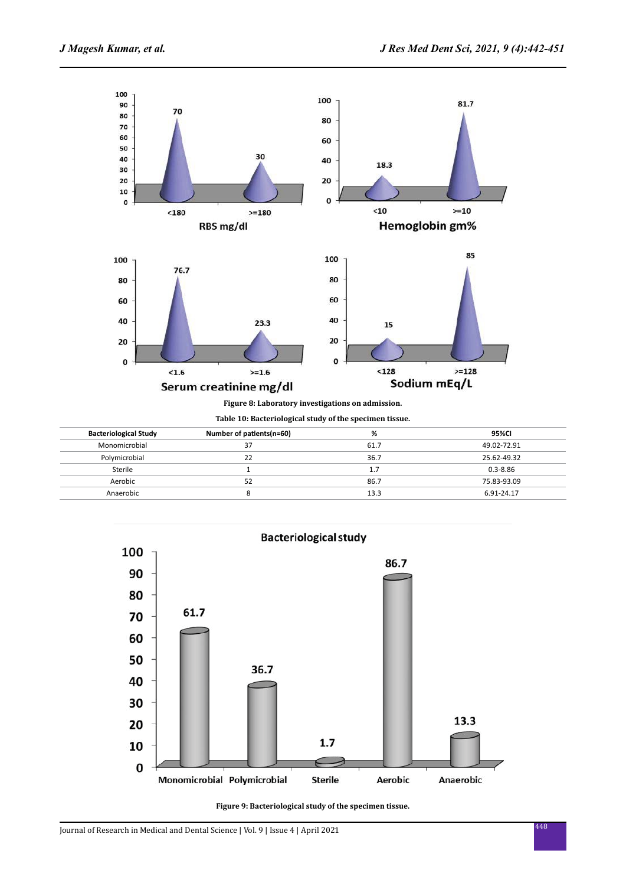Figure 8: Laboratory investigations on admission.

Table 10: Bacteriological study of the specimen tissue.

| Bacteriological Study | Number of patients(n=60) | % | 95%CI |
|---|---|---|---|
| Monomicrobial | 37 | 61.7 | 49.02-72.91 |
| Polymicrobial | 22 | 36.7 | 25.62-49.32 |
| Sterile | 1 | 1.7 | 0.3-8.86 |
| Aerobic | 52 | 86.7 | 75.83-93.09 |
| Anaerobic | 8 | 13.3 | 6.91-24.17 |

Figure 9: Bacteriological study of the specimen tissue.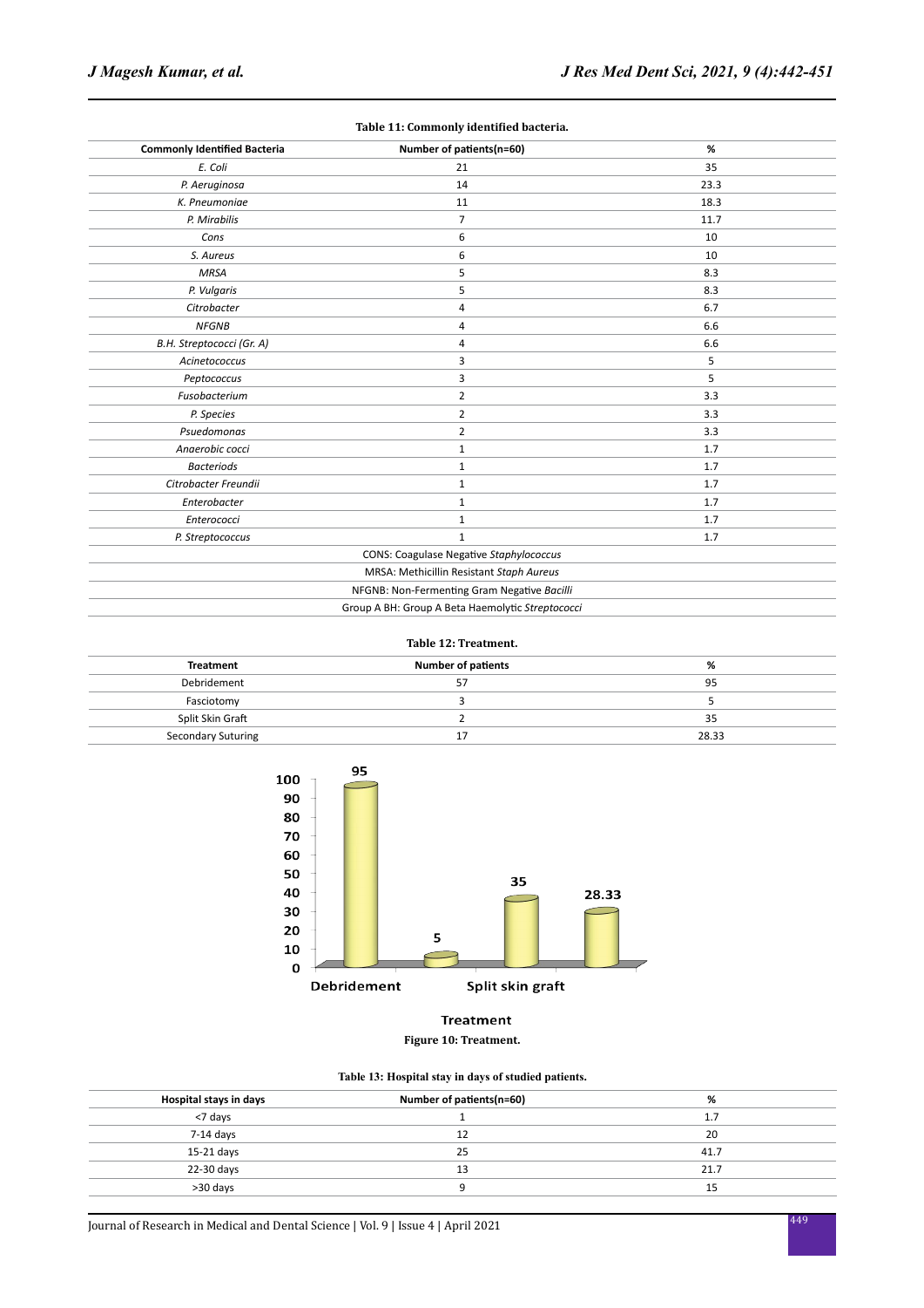**Table 11: Commonly identified bacteria.**

| Commonly Identified Bacteria | Number of patients(n=60) | % |
|---|---|---|
| *E. Coli* | 21 | 35 |
| *P. Aeruginosa* | 14 | 23.3 |
| *K. Pneumoniae* | 11 | 18.3 |
| *P. Mirabilis* | 7 | 11.7 |
| *Cons* | 6 | 10 |
| *S. Aureus* | 6 | 10 |
| *MRSA* | 5 | 8.3 |
| *P. Vulgaris* | 5 | 8.3 |
| *Citrobacter* | 4 | 6.7 |
| *NFGNB* | 4 | 6.6 |
| *B.H. Streptococci (Gr. A)* | 4 | 6.6 |
| *Acinetococcus* | 3 | 5 |
| *Peptococcus* | 3 | 5 |
| *Fusobacterium* | 2 | 3.3 |
| *P. Species* | 2 | 3.3 |
| *Psuedomonas* | 2 | 3.3 |
| *Anaerobic cocci* | 1 | 1.7 |
| *Bacteriods* | 1 | 1.7 |
| *Citrobacter Freundii* | 1 | 1.7 |
| *Enterobacter* | 1 | 1.7 |
| *Enterococci* | 1 | 1.7 |
| *P. Streptococcus* | 1 | 1.7 |

CONS: Coagulase Negative *Staphylococcus*

MRSA: Methicillin Resistant *Staph Aureus*

NFGNB: Non-Fermenting Gram Negative *Bacilli*

Group A BH: Group A Beta Haemolytic *Streptococci*

**Table 12: Treatment.**

| Treatment | Number of patients | % |
|---|---|---|
| Debridement | 57 | 95 |
| Fasciotomy | 3 | 5 |
| Split Skin Graft | 2 | 35 |
| Secondary Suturing | 17 | 28.33 |

**Figure 10: Treatment.**

**Table 13: Hospital stay in days of studied patients.**

| Hospital stays in days | Number of patients(n=60) | % |
|---|---|---|
| <7 days | 1 | 1.7 |
| 7-14 days | 12 | 20 |
| 15-21 days | 25 | 41.7 |
| 22-30 days | 13 | 21.7 |
| >30 days | 9 | 15 |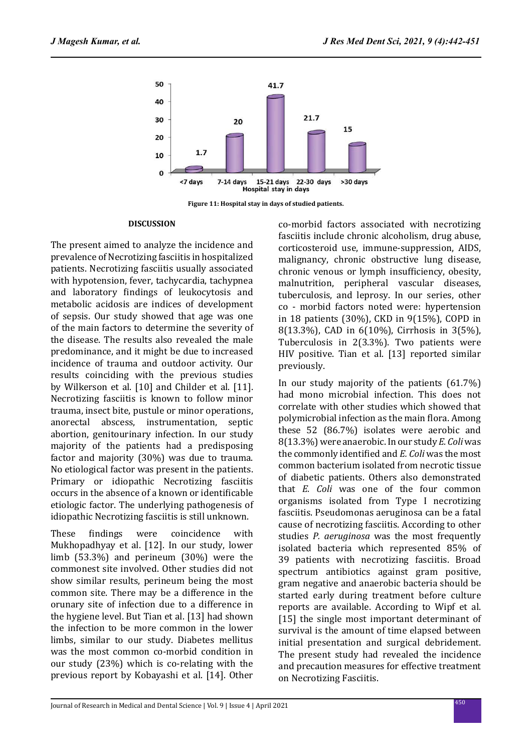Figure 11: Hospital stay in days of studied patients.

## DISCUSSION

The present aimed to analyze the incidence and prevalence of Necrotizing fasciitis in hospitalized patients. Necrotizing fasciitis usually associated with hypotension, fever, tachycardia, tachypnea and laboratory findings of leukocytosis and metabolic acidosis are indices of development of sepsis. Our study showed that age was one of the main factors to determine the severity of the disease. The results also revealed the male predominance, and it might be due to increased incidence of trauma and outdoor activity. Our results coinciding with the previous studies by Wilkerson et al. [10] and Childer et al. [11]. Necrotizing fasciitis is known to follow minor trauma, insect bite, pustule or minor operations, anorectal abscess, instrumentation, septic abortion, genitourinary infection. In our study majority of the patients had a predisposing factor and majority (30%) was due to trauma. No etiological factor was present in the patients. Primary or idiopathic Necrotizing fasciitis occurs in the absence of a known or identificable etiologic factor. The underlying pathogenesis of idiopathic Necrotizing fasciitis is still unknown.

These findings were coincidence with Mukhopadhyay et al. [12]. In our study, lower limb (53.3%) and perineum (30%) were the commonest site involved. Other studies did not show similar results, perineum being the most common site. There may be a difference in the orunary site of infection due to a difference in the hygiene level. But Tian et al. [13] had shown the infection to be more common in the lower limbs, similar to our study. Diabetes mellitus was the most common co-morbid condition in our study (23%) which is co-relating with the previous report by Kobayashi et al. [14]. Other co-morbid factors associated with necrotizing fasciitis include chronic alcoholism, drug abuse, corticosteroid use, immune-suppression, AIDS, malignancy, chronic obstructive lung disease, chronic venous or lymph insufficiency, obesity, malnutrition, peripheral vascular diseases, tuberculosis, and leprosy. In our series, other co - morbid factors noted were: hypertension in 18 patients (30%), CKD in 9(15%), COPD in 8(13.3%), CAD in 6(10%), Cirrhosis in 3(5%), Tuberculosis in 2(3.3%). Two patients were HIV positive. Tian et al. [13] reported similar previously.

In our study majority of the patients (61.7%) had mono microbial infection. This does not correlate with other studies which showed that polymicrobial infection as the main flora. Among these 52 (86.7%) isolates were aerobic and 8(13.3%) were anaerobic. In our study *E. Coli* was the commonly identified and *E. Coli* was the most common bacterium isolated from necrotic tissue of diabetic patients. Others also demonstrated that *E. Coli* was one of the four common organisms isolated from Type I necrotizing fasciitis. Pseudomonas aeruginosa can be a fatal cause of necrotizing fasciitis. According to other studies *P. aeruginosa* was the most frequently isolated bacteria which represented 85% of 39 patients with necrotizing fasciitis. Broad spectrum antibiotics against gram positive, gram negative and anaerobic bacteria should be started early during treatment before culture reports are available. According to Wipf et al. [15] the single most important determinant of survival is the amount of time elapsed between initial presentation and surgical debridement. The present study had revealed the incidence and precaution measures for effective treatment on Necrotizing Fasciitis.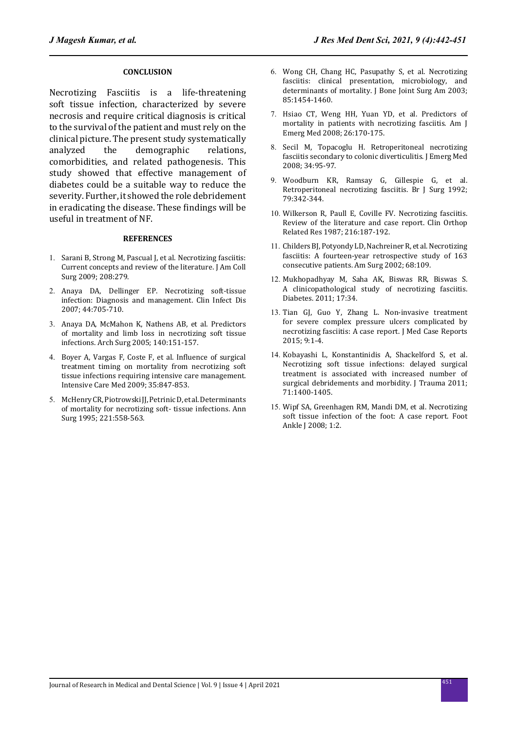## CONCLUSION

Necrotizing Fasciitis is a life-threatening soft tissue infection, characterized by severe necrosis and require critical diagnosis is critical to the survival of the patient and must rely on the clinical picture. The present study systematically analyzed the demographic relations, comorbidities, and related pathogenesis. This study showed that effective management of diabetes could be a suitable way to reduce the severity. Further, it showed the role debridement in eradicating the disease. These findings will be useful in treatment of NF.

## REFERENCES

1. Sarani B, Strong M, Pascual J, et al. Necrotizing fasciitis: Current concepts and review of the literature. J Am Coll Surg 2009; 208:279.
2. Anaya DA, Dellinger EP. Necrotizing soft-tissue infection: Diagnosis and management. Clin Infect Dis 2007; 44:705-710.
3. Anaya DA, McMahon K, Nathens AB, et al. Predictors of mortality and limb loss in necrotizing soft tissue infections. Arch Surg 2005; 140:151-157.
4. Boyer A, Vargas F, Coste F, et al. Influence of surgical treatment timing on mortality from necrotizing soft tissue infections requiring intensive care management. Intensive Care Med 2009; 35:847-853.
5. McHenry CR, Piotrowski JJ, Petrinic D, et al. Determinants of mortality for necrotizing soft- tissue infections. Ann Surg 1995; 221:558-563.
6. Wong CH, Chang HC, Pasupathy S, et al. Necrotizing fasciitis: clinical presentation, microbiology, and determinants of mortality. J Bone Joint Surg Am 2003; 85:1454-1460.
7. Hsiao CT, Weng HH, Yuan YD, et al. Predictors of mortality in patients with necrotizing fasciitis. Am J Emerg Med 2008; 26:170-175.
8. Secil M, Topacoglu H. Retroperitoneal necrotizing fasciitis secondary to colonic diverticulitis. J Emerg Med 2008; 34:95-97.
9. Woodburn KR, Ramsay G, Gillespie G, et al. Retroperitoneal necrotizing fasciitis. Br J Surg 1992; 79:342-344.
10. Wilkerson R, Paull E, Coville FV. Necrotizing fasciitis. Review of the literature and case report. Clin Orthop Related Res 1987; 216:187-192.
11. Childers BJ, Potyondy LD, Nachreiner R, et al. Necrotizing fasciitis: A fourteen-year retrospective study of 163 consecutive patients. Am Surg 2002; 68:109.
12. Mukhopadhyay M, Saha AK, Biswas RR, Biswas S. A clinicopathological study of necrotizing fasciitis. Diabetes. 2011; 17:34.
13. Tian GJ, Guo Y, Zhang L. Non-invasive treatment for severe complex pressure ulcers complicated by necrotizing fasciitis: A case report. J Med Case Reports 2015; 9:1-4.
14. Kobayashi L, Konstantinidis A, Shackelford S, et al. Necrotizing soft tissue infections: delayed surgical treatment is associated with increased number of surgical debridements and morbidity. J Trauma 2011; 71:1400-1405.
15. Wipf SA, Greenhagen RM, Mandi DM, et al. Necrotizing soft tissue infection of the foot: A case report. Foot Ankle J 2008; 1:2.